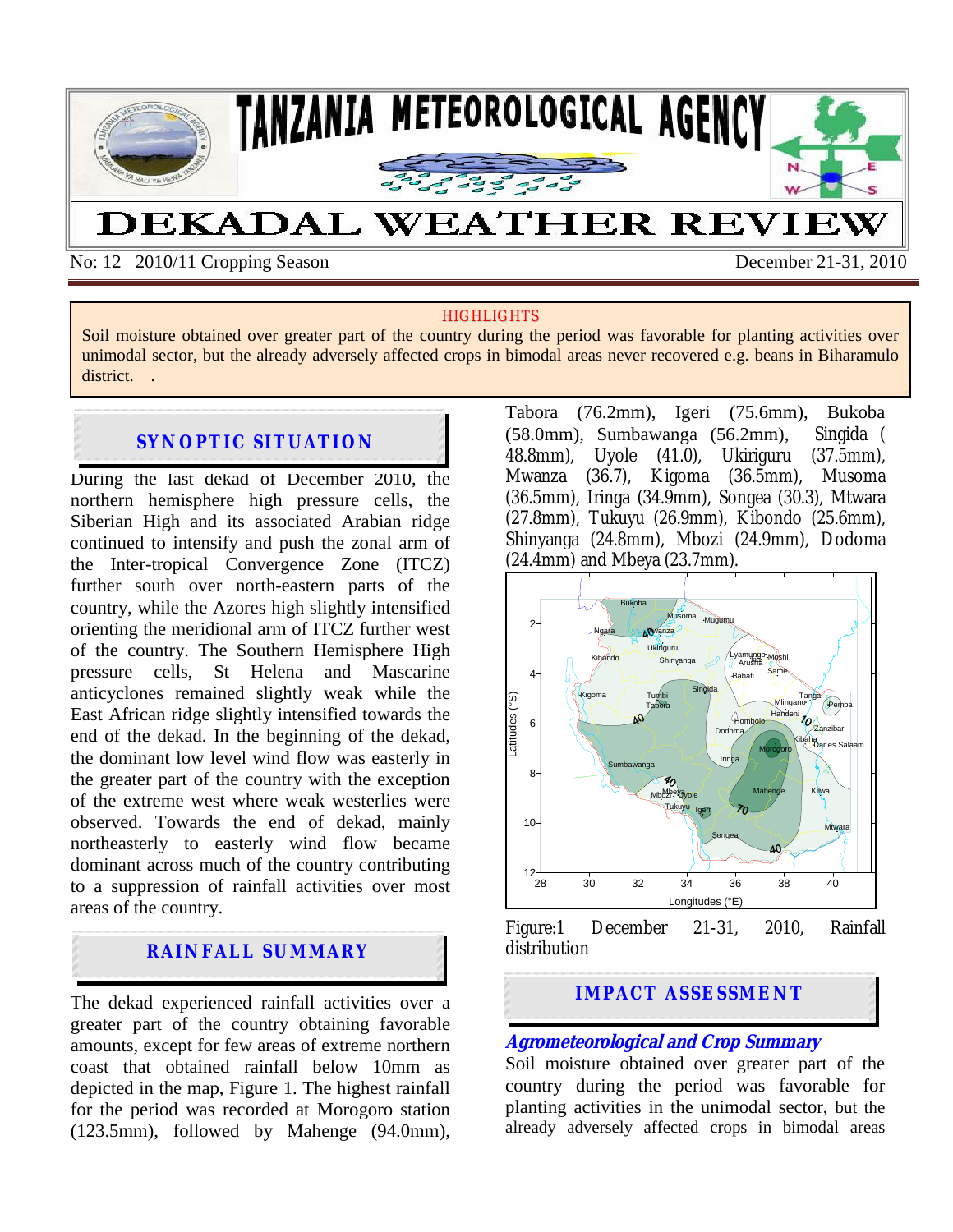# TANZANIA METEOROLOGICAL AGENCY

# DEKADAL WEATHER REVIEW

No: 12 2010/11 Cropping Season December 21-31, 2010

**HIGHLIGHTS**

Soil moisture obtained over greater part of the country during the period was favorable for planting activities over unimodal sector, but the already adversely affected crops in bimodal areas never recovered e.g. beans in Biharamulo district. .

## SYNOPTIC SITUATION

During the last dekad of December 2010, the northern hemisphere high pressure cells, the Siberian High and its associated Arabian ridge continued to intensify and push the zonal arm of the Inter-tropical Convergence Zone (ITCZ) further south over north-eastern parts of the country, while the Azores high slightly intensified orienting the meridional arm of ITCZ further west of the country. The Southern Hemisphere High pressure cells, St Helena and Mascarine anticyclones remained slightly weak while the East African ridge slightly intensified towards the end of the dekad. In the beginning of the dekad, the dominant low level wind flow was easterly in the greater part of the country with the exception of the extreme west where weak westerlies were observed. Towards the end of dekad, mainly northeasterly to easterly wind flow became dominant across much of the country contributing to a suppression of rainfall activities over most areas of the country.

## RAINFALL SUMMARY

The dekad experienced rainfall activities over a greater part of the country obtaining favorable amounts, except for few areas of extreme northern coast that obtained rainfall below 10mm as depicted in the map, Figure 1. The highest rainfall for the period was recorded at Morogoro station (123.5mm), followed by Mahenge (94.0mm), Tabora (76.2mm), Igeri (75.6mm), Bukoba (58.0mm), Sumbawanga (56.2mm), Singida (48.8mm), Uyole (41.0), Ukiriguru (37.5mm), Mwanza (36.7), Kigoma (36.5mm), Musoma (36.5mm), Iringa (34.9mm), Songea (30.3), Mtwara (27.8mm), Tukuyu (26.9mm), Kibondo (25.6mm), Shinyanga (24.8mm), Mbozi (24.9mm), Dodoma (24.4mm) and Mbeya (23.7mm).

Figure:1 December 21-31, 2010, Rainfall distribution

## IMPACT ASSESSMENT

### *Agrometeorological and Crop Summary*

Soil moisture obtained over greater part of the country during the period was favorable for planting activities in the unimodal sector, but the already adversely affected crops in bimodal areas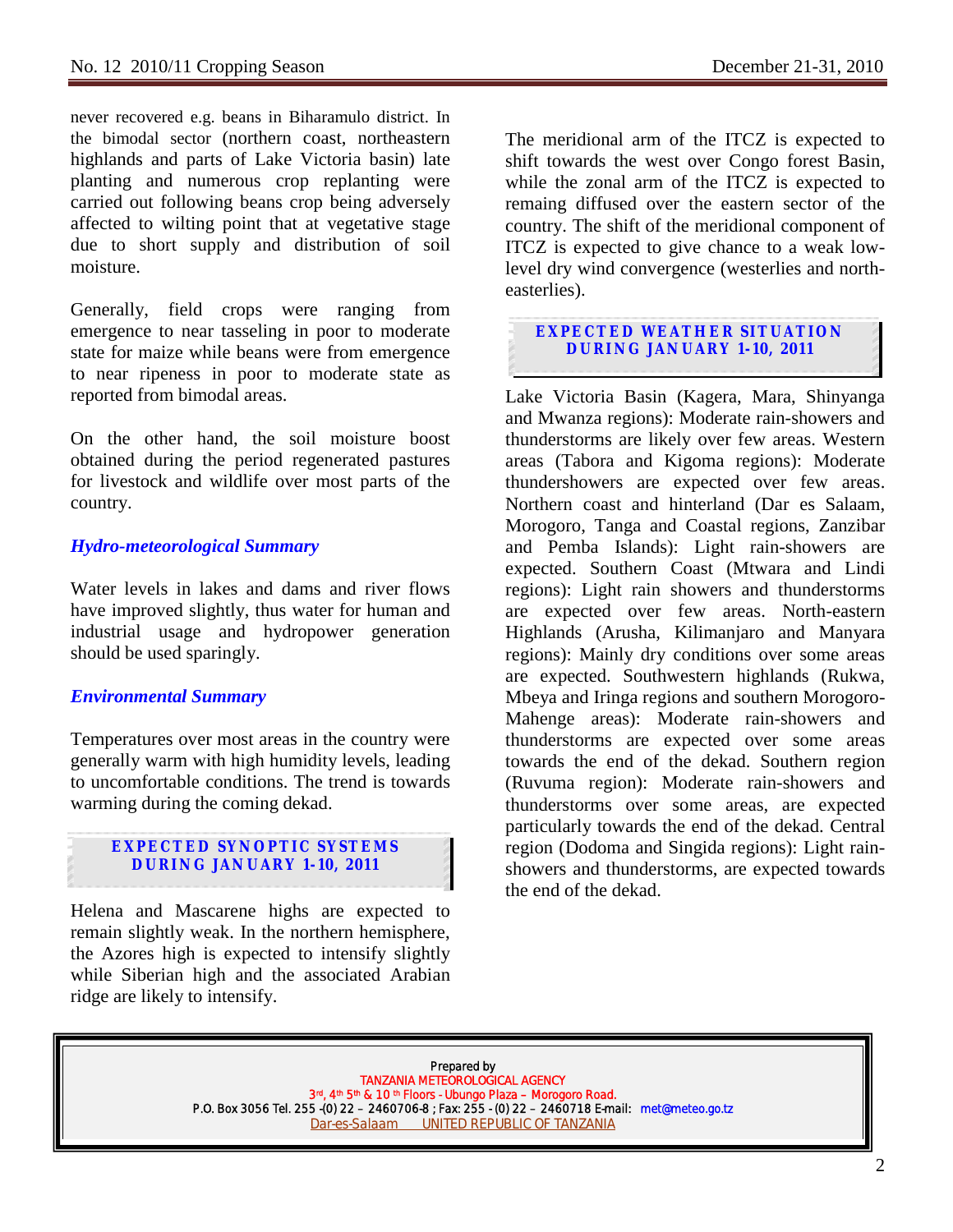never recovered e.g. beans in Biharamulo district. In the bimodal sector (northern coast, northeastern highlands and parts of Lake Victoria basin) late planting and numerous crop replanting were carried out following beans crop being adversely affected to wilting point that at vegetative stage due to short supply and distribution of soil moisture.

Generally, field crops were ranging from emergence to near tasseling in poor to moderate state for maize while beans were from emergence to near ripeness in poor to moderate state as reported from bimodal areas.

On the other hand, the soil moisture boost obtained during the period regenerated pastures for livestock and wildlife over most parts of the country.

### *Hydro-meteorological Summary*

Water levels in lakes and dams and river flows have improved slightly, thus water for human and industrial usage and hydropower generation should be used sparingly.

### *Environmental Summary*

Temperatures over most areas in the country were generally warm with high humidity levels, leading to uncomfortable conditions. The trend is towards warming during the coming dekad.

## EXPECTED SYNOPTIC SYSTEMS DURING JANUARY 1-10, 2011

Helena and Mascarene highs are expected to remain slightly weak. In the northern hemisphere, the Azores high is expected to intensify slightly while Siberian high and the associated Arabian ridge are likely to intensify.

The meridional arm of the ITCZ is expected to shift towards the west over Congo forest Basin, while the zonal arm of the ITCZ is expected to remaing diffused over the eastern sector of the country. The shift of the meridional component of ITCZ is expected to give chance to a weak low-level dry wind convergence (westerlies and north-easterlies).

## EXPECTED WEATHER SITUATION DURING JANUARY 1-10, 2011

Lake Victoria Basin (Kagera, Mara, Shinyanga and Mwanza regions): Moderate rain-showers and thunderstorms are likely over few areas. Western areas (Tabora and Kigoma regions): Moderate thundershowers are expected over few areas. Northern coast and hinterland (Dar es Salaam, Morogoro, Tanga and Coastal regions, Zanzibar and Pemba Islands): Light rain-showers are expected. Southern Coast (Mtwara and Lindi regions): Light rain showers and thunderstorms are expected over few areas. North-eastern Highlands (Arusha, Kilimanjaro and Manyara regions): Mainly dry conditions over some areas are expected. Southwestern highlands (Rukwa, Mbeya and Iringa regions and southern Morogoro-Mahenge areas): Moderate rain-showers and thunderstorms are expected over some areas towards the end of the dekad. Southern region (Ruvuma region): Moderate rain-showers and thunderstorms over some areas, are expected particularly towards the end of the dekad. Central region (Dodoma and Singida regions): Light rain-showers and thunderstorms, are expected towards the end of the dekad.

Prepared by
TANZANIA METEOROLOGICAL AGENCY
3rd, 4th 5th & 10th Floors - Ubungo Plaza – Morogoro Road.
P.O. Box 3056 Tel. 255 -(0) 22 – 2460706-8 ; Fax: 255 - (0) 22 – 2460718 E-mail: met@meteo.go.tz
Dar-es-Salaam UNITED REPUBLIC OF TANZANIA